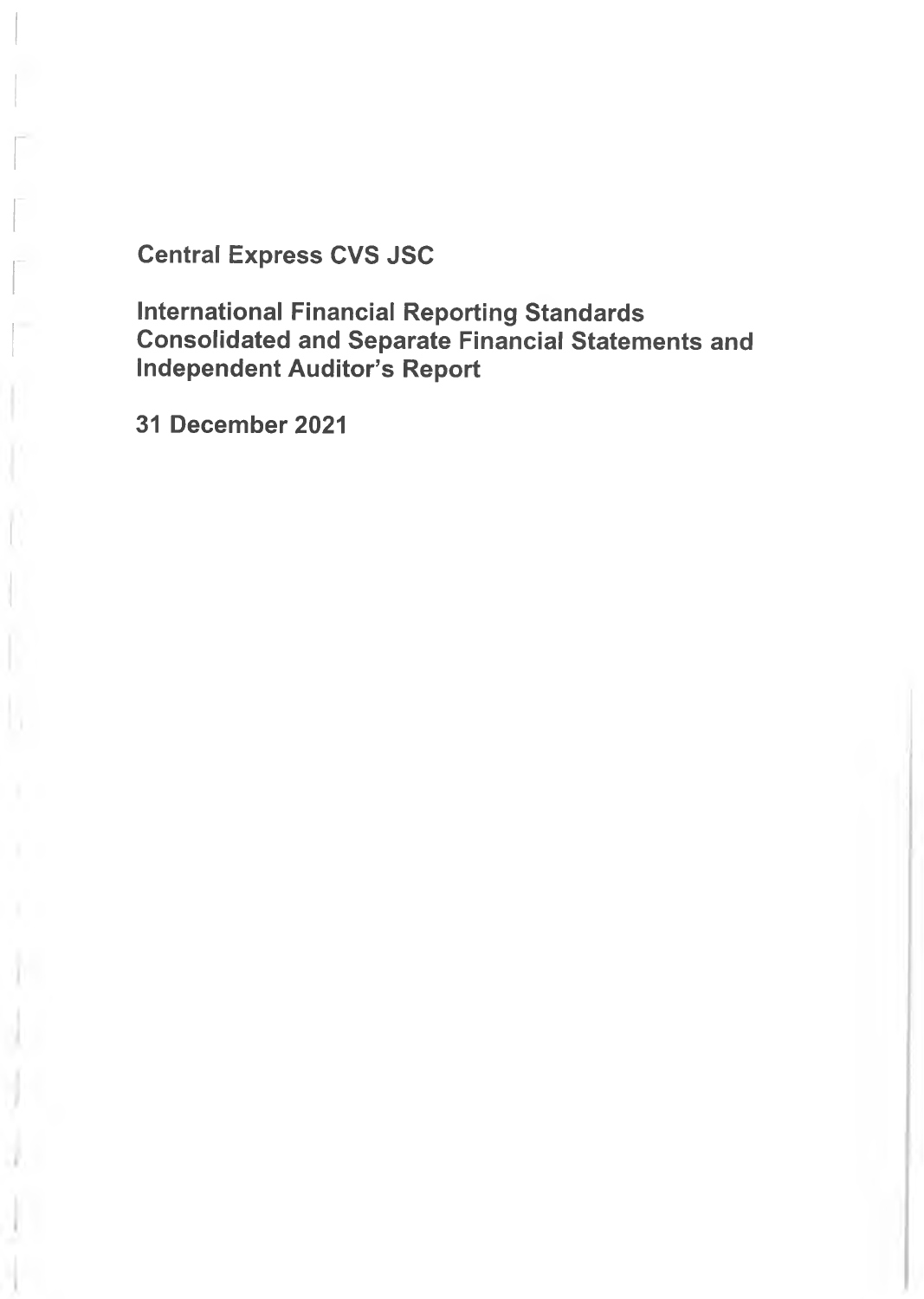# Central Express CVS JSC

## International Financial Reporting Standards Consolidated and Separate Financial Statements and Independent Auditor's Report

**31 December 2021**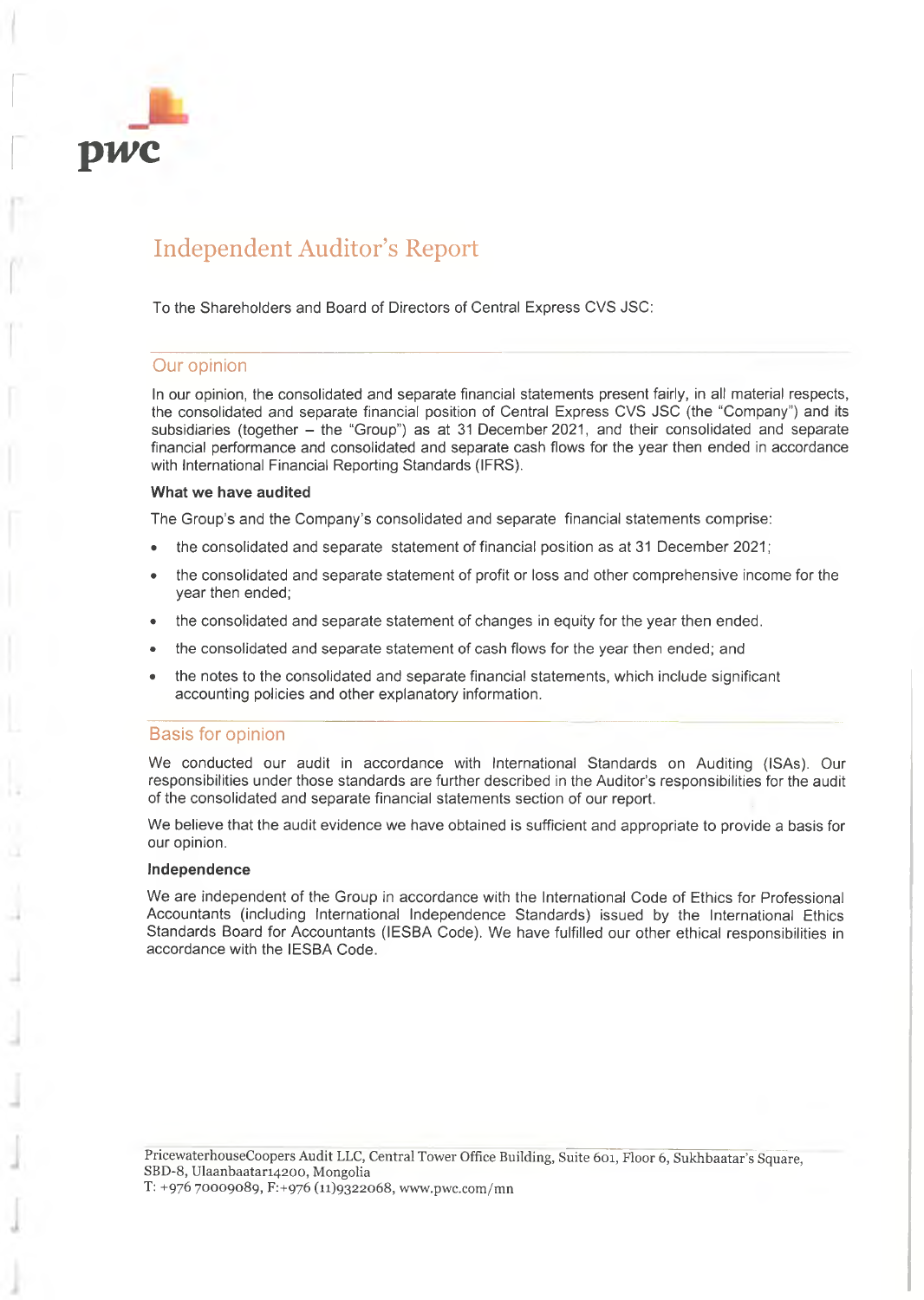pwc

# Independent Auditor's Report

To the Shareholders and Board of Directors of Central Express CVS JSC:

## Our opinion

In our opinion, the consolidated and separate financial statements present fairly, in all material respects, the consolidated and separate financial position of Central Express CVS JSC (the "Company") and its subsidiaries (together – the "Group") as at 31 December 2021, and their consolidated and separate financial performance and consolidated and separate cash flows for the year then ended in accordance with International Financial Reporting Standards (IFRS).

**What we have audited**

The Group's and the Company's consolidated and separate financial statements comprise:

- the consolidated and separate statement of financial position as at 31 December 2021;
- the consolidated and separate statement of profit or loss and other comprehensive income for the year then ended;
- the consolidated and separate statement of changes in equity for the year then ended.
- the consolidated and separate statement of cash flows for the year then ended; and
- the notes to the consolidated and separate financial statements, which include significant accounting policies and other explanatory information.

## Basis for opinion

We conducted our audit in accordance with International Standards on Auditing (ISAs). Our responsibilities under those standards are further described in the Auditor's responsibilities for the audit of the consolidated and separate financial statements section of our report.

We believe that the audit evidence we have obtained is sufficient and appropriate to provide a basis for our opinion.

**Independence**

We are independent of the Group in accordance with the International Code of Ethics for Professional Accountants (including International Independence Standards) issued by the International Ethics Standards Board for Accountants (IESBA Code). We have fulfilled our other ethical responsibilities in accordance with the IESBA Code.

PricewaterhouseCoopers Audit LLC, Central Tower Office Building, Suite 601, Floor 6, Sukhbaatar's Square, SBD-8, Ulaanbaatar14200, Mongolia
T: +976 70009089, F:+976 (11)9322068, www.pwc.com/mn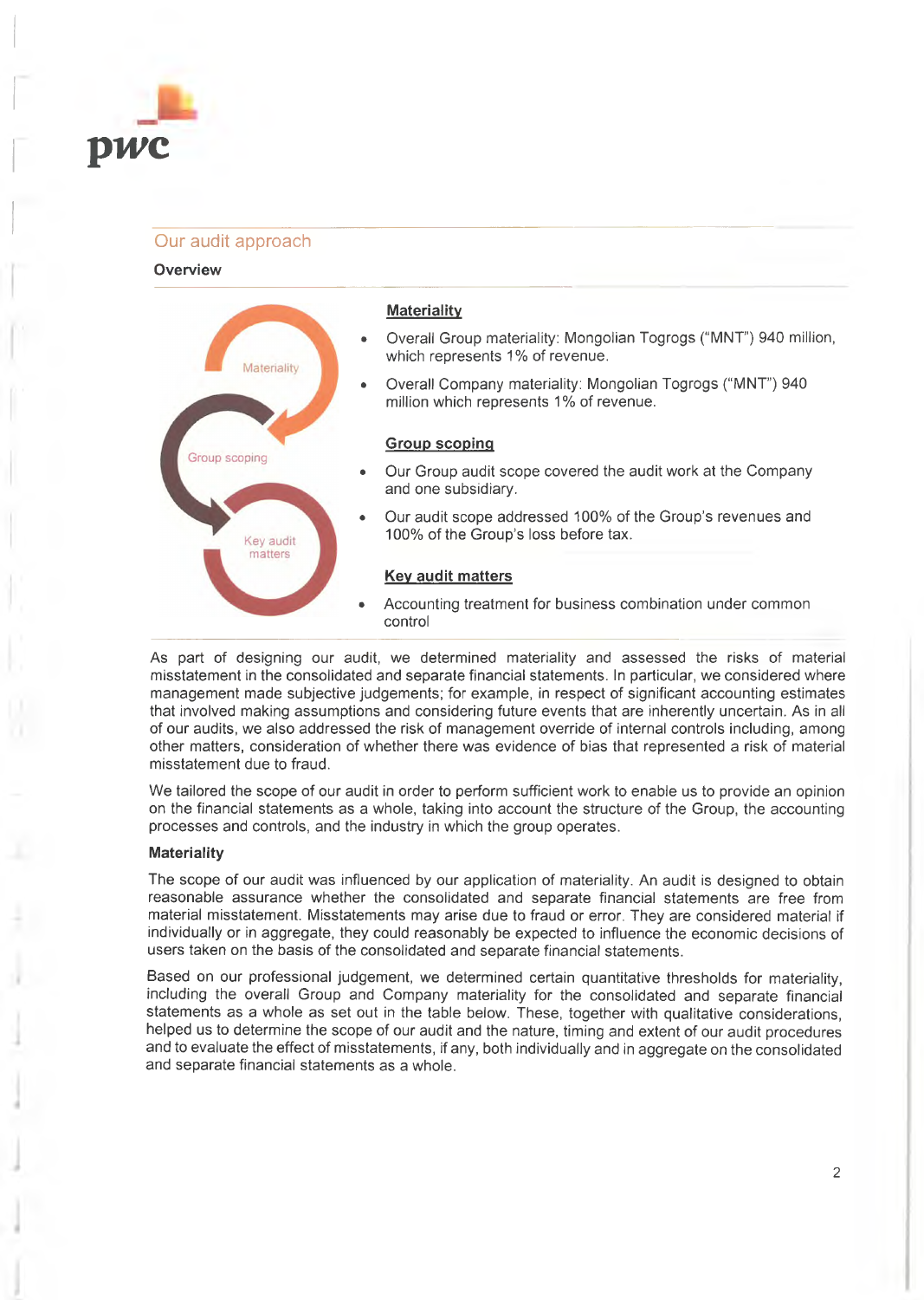## Our audit approach

### Overview

Materiality

Group scoping

Key audit matters

**Materiality**

- Overall Group materiality: Mongolian Togrogs ("MNT") 940 million, which represents 1% of revenue.
- Overall Company materiality: Mongolian Togrogs ("MNT") 940 million which represents 1% of revenue.

**Group scoping**

- Our Group audit scope covered the audit work at the Company and one subsidiary.
- Our audit scope addressed 100% of the Group's revenues and 100% of the Group's loss before tax.

**Key audit matters**

- Accounting treatment for business combination under common control

As part of designing our audit, we determined materiality and assessed the risks of material misstatement in the consolidated and separate financial statements. In particular, we considered where management made subjective judgements; for example, in respect of significant accounting estimates that involved making assumptions and considering future events that are inherently uncertain. As in all of our audits, we also addressed the risk of management override of internal controls including, among other matters, consideration of whether there was evidence of bias that represented a risk of material misstatement due to fraud.

We tailored the scope of our audit in order to perform sufficient work to enable us to provide an opinion on the financial statements as a whole, taking into account the structure of the Group, the accounting processes and controls, and the industry in which the group operates.

**Materiality**

The scope of our audit was influenced by our application of materiality. An audit is designed to obtain reasonable assurance whether the consolidated and separate financial statements are free from material misstatement. Misstatements may arise due to fraud or error. They are considered material if individually or in aggregate, they could reasonably be expected to influence the economic decisions of users taken on the basis of the consolidated and separate financial statements.

Based on our professional judgement, we determined certain quantitative thresholds for materiality, including the overall Group and Company materiality for the consolidated and separate financial statements as a whole as set out in the table below. These, together with qualitative considerations, helped us to determine the scope of our audit and the nature, timing and extent of our audit procedures and to evaluate the effect of misstatements, if any, both individually and in aggregate on the consolidated and separate financial statements as a whole.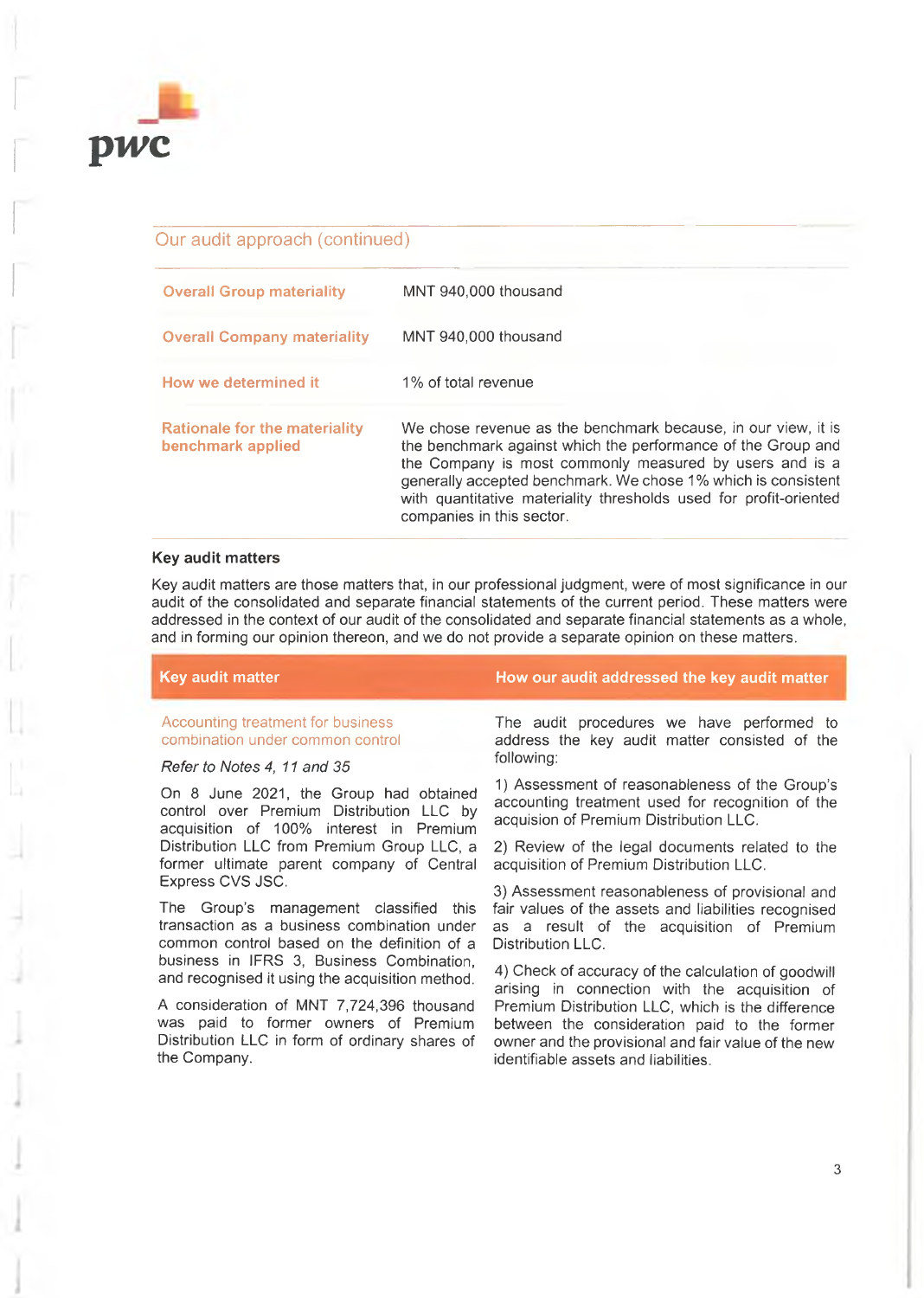## Our audit approach (continued)

| | |
|---|---|
| **Overall Group materiality** | MNT 940,000 thousand |
| **Overall Company materiality** | MNT 940,000 thousand |
| **How we determined it** | 1% of total revenue |
| **Rationale for the materiality benchmark applied** | We chose revenue as the benchmark because, in our view, it is the benchmark against which the performance of the Group and the Company is most commonly measured by users and is a generally accepted benchmark. We chose 1% which is consistent with quantitative materiality thresholds used for profit-oriented companies in this sector. |

### Key audit matters

Key audit matters are those matters that, in our professional judgment, were of most significance in our audit of the consolidated and separate financial statements of the current period. These matters were addressed in the context of our audit of the consolidated and separate financial statements as a whole, and in forming our opinion thereon, and we do not provide a separate opinion on these matters.

| Key audit matter | How our audit addressed the key audit matter |
|---|---|
| Accounting treatment for business combination under common control<br><br>*Refer to Notes 4, 11 and 35*<br><br>On 8 June 2021, the Group had obtained control over Premium Distribution LLC by acquisition of 100% interest in Premium Distribution LLC from Premium Group LLC, a former ultimate parent company of Central Express CVS JSC.<br><br>The Group's management classified this transaction as a business combination under common control based on the definition of a business in IFRS 3, Business Combination, and recognised it using the acquisition method.<br><br>A consideration of MNT 7,724,396 thousand was paid to former owners of Premium Distribution LLC in form of ordinary shares of the Company. | The audit procedures we have performed to address the key audit matter consisted of the following:<br><br>1) Assessment of reasonableness of the Group's accounting treatment used for recognition of the acquision of Premium Distribution LLC.<br><br>2) Review of the legal documents related to the acquisition of Premium Distribution LLC.<br><br>3) Assessment reasonableness of provisional and fair values of the assets and liabilities recognised as a result of the acquisition of Premium Distribution LLC.<br><br>4) Check of accuracy of the calculation of goodwill arising in connection with the acquisition of Premium Distribution LLC, which is the difference between the consideration paid to the former owner and the provisional and fair value of the new identifiable assets and liabilities. |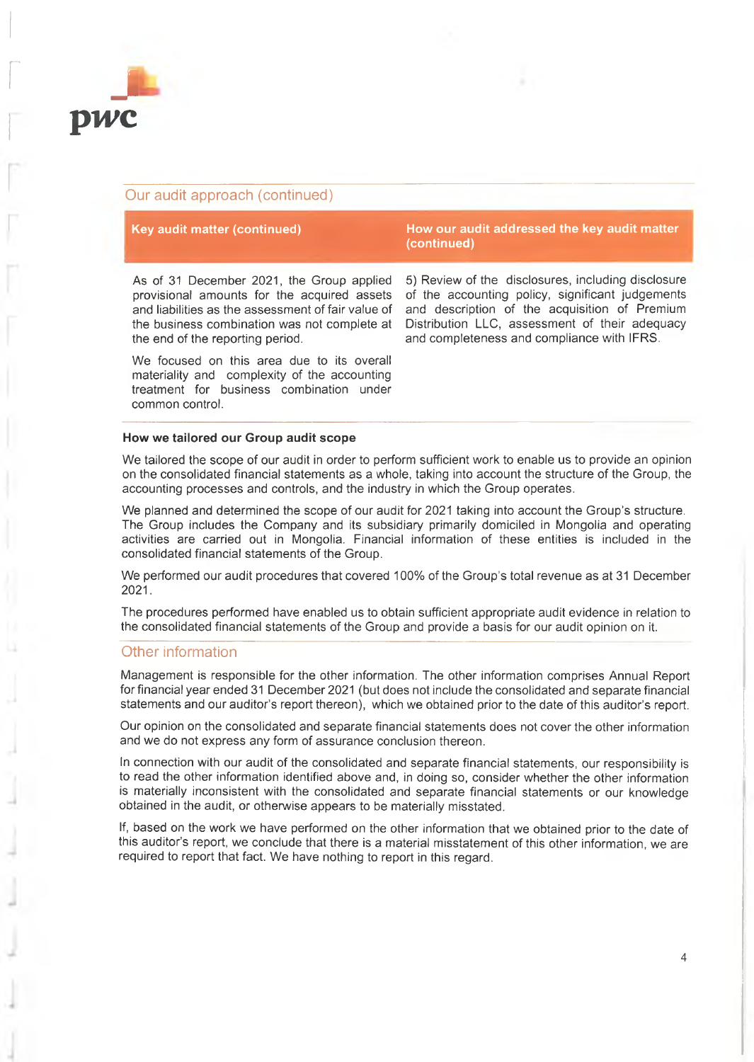## Our audit approach (continued)

| Key audit matter (continued) | How our audit addressed the key audit matter (continued) |
| --- | --- |
| As of 31 December 2021, the Group applied provisional amounts for the acquired assets and liabilities as the assessment of fair value of the business combination was not complete at the end of the reporting period.<br><br>We focused on this area due to its overall materiality and complexity of the accounting treatment for business combination under common control. | 5) Review of the disclosures, including disclosure of the accounting policy, significant judgements and description of the acquisition of Premium Distribution LLC, assessment of their adequacy and completeness and compliance with IFRS. |

**How we tailored our Group audit scope**

We tailored the scope of our audit in order to perform sufficient work to enable us to provide an opinion on the consolidated financial statements as a whole, taking into account the structure of the Group, the accounting processes and controls, and the industry in which the Group operates.

We planned and determined the scope of our audit for 2021 taking into account the Group's structure. The Group includes the Company and its subsidiary primarily domiciled in Mongolia and operating activities are carried out in Mongolia. Financial information of these entities is included in the consolidated financial statements of the Group.

We performed our audit procedures that covered 100% of the Group's total revenue as at 31 December 2021.

The procedures performed have enabled us to obtain sufficient appropriate audit evidence in relation to the consolidated financial statements of the Group and provide a basis for our audit opinion on it.

## Other information

Management is responsible for the other information. The other information comprises Annual Report for financial year ended 31 December 2021 (but does not include the consolidated and separate financial statements and our auditor's report thereon), which we obtained prior to the date of this auditor's report.

Our opinion on the consolidated and separate financial statements does not cover the other information and we do not express any form of assurance conclusion thereon.

In connection with our audit of the consolidated and separate financial statements, our responsibility is to read the other information identified above and, in doing so, consider whether the other information is materially inconsistent with the consolidated and separate financial statements or our knowledge obtained in the audit, or otherwise appears to be materially misstated.

If, based on the work we have performed on the other information that we obtained prior to the date of this auditor's report, we conclude that there is a material misstatement of this other information, we are required to report that fact. We have nothing to report in this regard.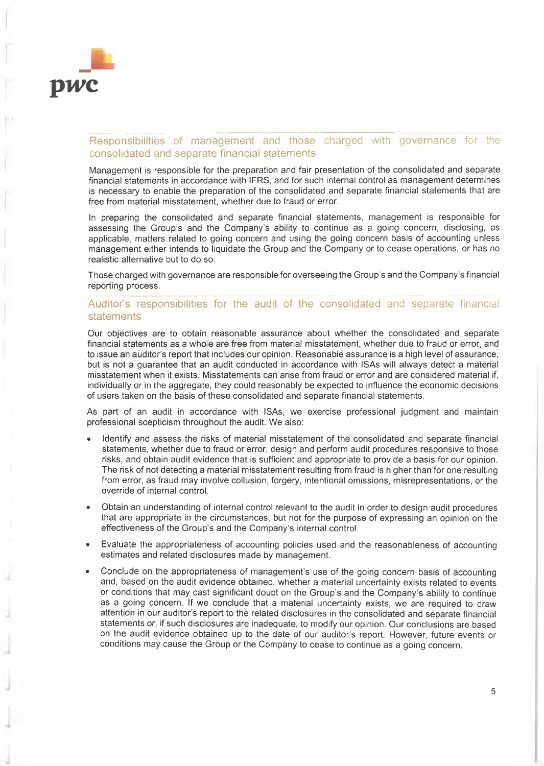## Responsibilities of management and those charged with governance for the consolidated and separate financial statements

Management is responsible for the preparation and fair presentation of the consolidated and separate financial statements in accordance with IFRS, and for such internal control as management determines is necessary to enable the preparation of the consolidated and separate financial statements that are free from material misstatement, whether due to fraud or error.

In preparing the consolidated and separate financial statements, management is responsible for assessing the Group's and the Company's ability to continue as a going concern, disclosing, as applicable, matters related to going concern and using the going concern basis of accounting unless management either intends to liquidate the Group and the Company or to cease operations, or has no realistic alternative but to do so.

Those charged with governance are responsible for overseeing the Group's and the Company's financial reporting process.

## Auditor's responsibilities for the audit of the consolidated and separate financial statements

Our objectives are to obtain reasonable assurance about whether the consolidated and separate financial statements as a whole are free from material misstatement, whether due to fraud or error, and to issue an auditor's report that includes our opinion. Reasonable assurance is a high level of assurance, but is not a guarantee that an audit conducted in accordance with ISAs will always detect a material misstatement when it exists. Misstatements can arise from fraud or error and are considered material if, individually or in the aggregate, they could reasonably be expected to influence the economic decisions of users taken on the basis of these consolidated and separate financial statements.

As part of an audit in accordance with ISAs, we exercise professional judgment and maintain professional scepticism throughout the audit. We also:

- Identify and assess the risks of material misstatement of the consolidated and separate financial statements, whether due to fraud or error, design and perform audit procedures responsive to those risks, and obtain audit evidence that is sufficient and appropriate to provide a basis for our opinion. The risk of not detecting a material misstatement resulting from fraud is higher than for one resulting from error, as fraud may involve collusion, forgery, intentional omissions, misrepresentations, or the override of internal control.
- Obtain an understanding of internal control relevant to the audit in order to design audit procedures that are appropriate in the circumstances, but not for the purpose of expressing an opinion on the effectiveness of the Group's and the Company's internal control.
- Evaluate the appropriateness of accounting policies used and the reasonableness of accounting estimates and related disclosures made by management.
- Conclude on the appropriateness of management's use of the going concern basis of accounting and, based on the audit evidence obtained, whether a material uncertainty exists related to events or conditions that may cast significant doubt on the Group's and the Company's ability to continue as a going concern. If we conclude that a material uncertainty exists, we are required to draw attention in our auditor's report to the related disclosures in the consolidated and separate financial statements or, if such disclosures are inadequate, to modify our opinion. Our conclusions are based on the audit evidence obtained up to the date of our auditor's report. However, future events or conditions may cause the Group or the Company to cease to continue as a going concern.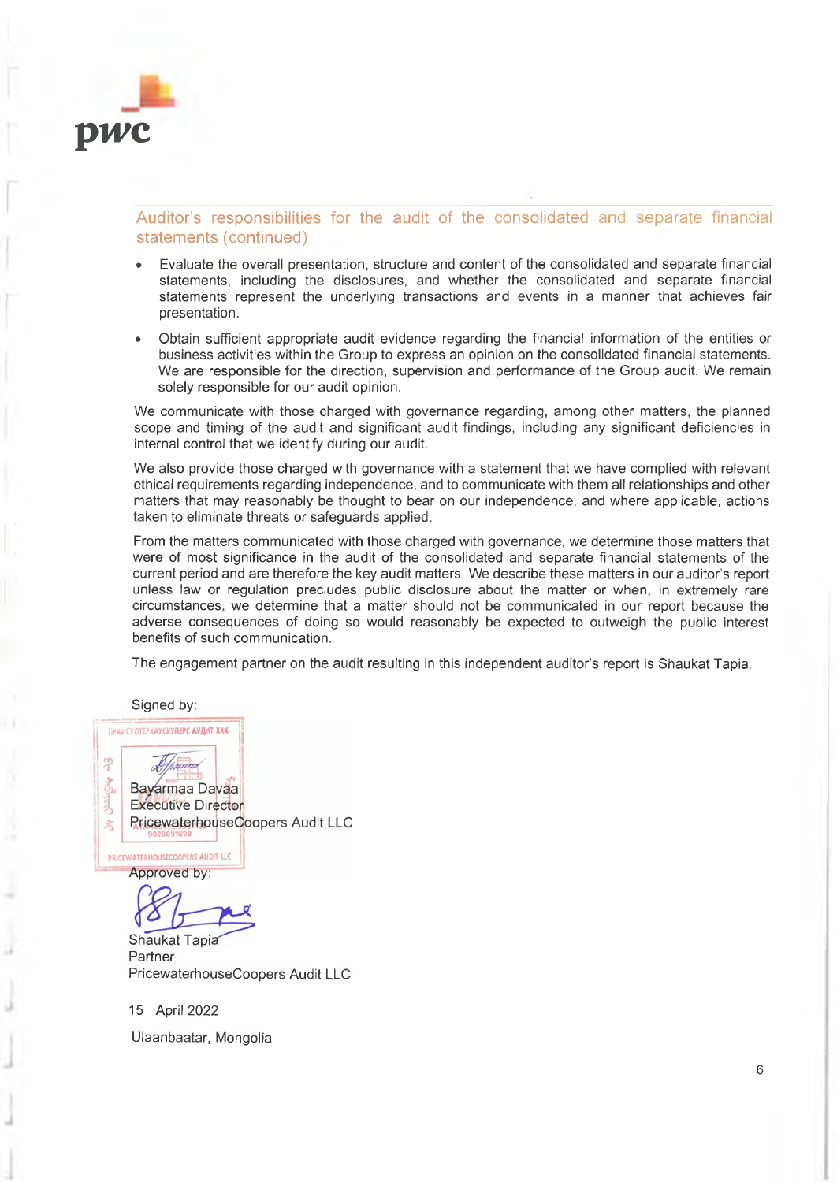## Auditor's responsibilities for the audit of the consolidated and separate financial statements (continued)

- Evaluate the overall presentation, structure and content of the consolidated and separate financial statements, including the disclosures, and whether the consolidated and separate financial statements represent the underlying transactions and events in a manner that achieves fair presentation.
- Obtain sufficient appropriate audit evidence regarding the financial information of the entities or business activities within the Group to express an opinion on the consolidated financial statements. We are responsible for the direction, supervision and performance of the Group audit. We remain solely responsible for our audit opinion.

We communicate with those charged with governance regarding, among other matters, the planned scope and timing of the audit and significant audit findings, including any significant deficiencies in internal control that we identify during our audit.

We also provide those charged with governance with a statement that we have complied with relevant ethical requirements regarding independence, and to communicate with them all relationships and other matters that may reasonably be thought to bear on our independence, and where applicable, actions taken to eliminate threats or safeguards applied.

From the matters communicated with those charged with governance, we determine those matters that were of most significance in the audit of the consolidated and separate financial statements of the current period and are therefore the key audit matters. We describe these matters in our auditor's report unless law or regulation precludes public disclosure about the matter or when, in extremely rare circumstances, we determine that a matter should not be communicated in our report because the adverse consequences of doing so would reasonably be expected to outweigh the public interest benefits of such communication.

The engagement partner on the audit resulting in this independent auditor's report is Shaukat Tapia.

Signed by:

ПРАЙСУОТЕРХАУСКУПЕРС АУДИТ ХХК

Bayarmaa Davaa
Executive Director
PricewaterhouseCoopers Audit LLC

9020091090

PRICEWATERHOUSECOOPERS AUDIT LLC

Approved by:

Shaukat Tapia
Partner
PricewaterhouseCoopers Audit LLC

15 April 2022

Ulaanbaatar, Mongolia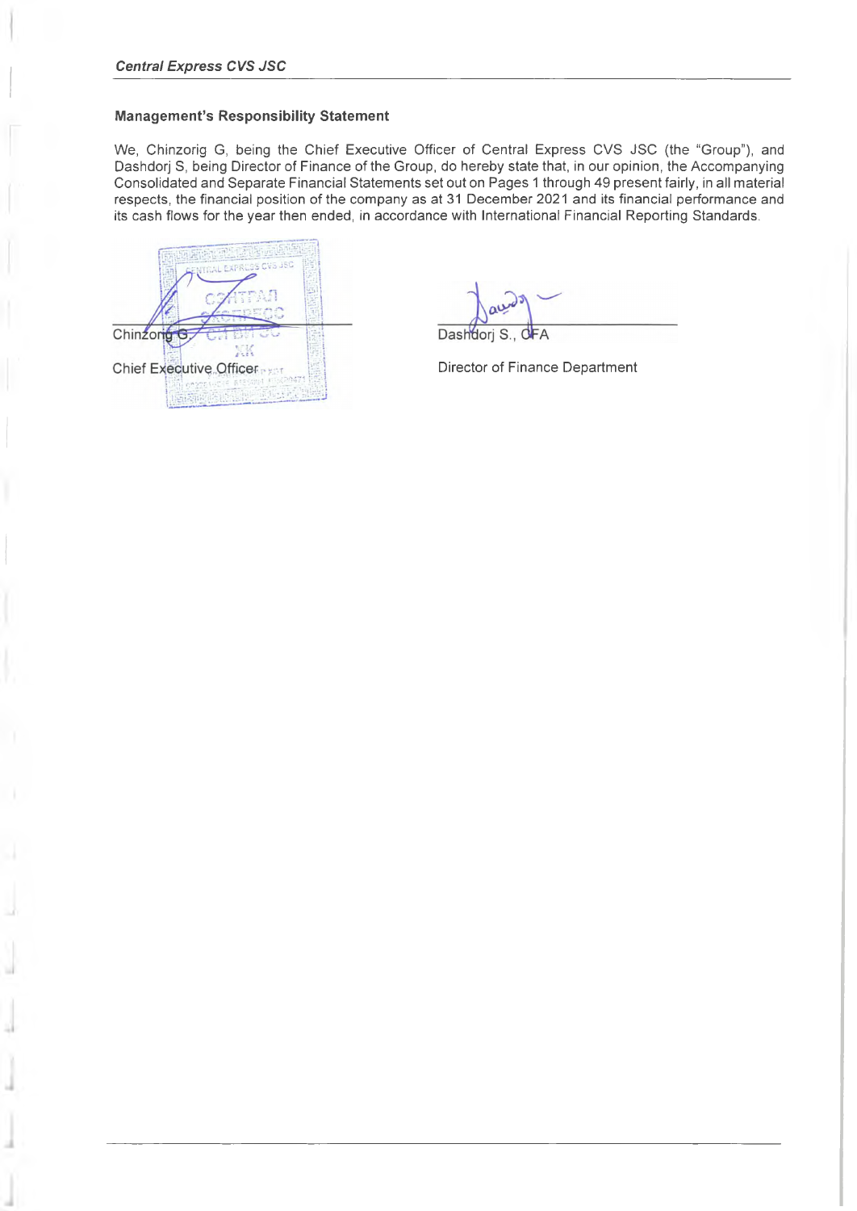## Management's Responsibility Statement

We, Chinzorig G, being the Chief Executive Officer of Central Express CVS JSC (the "Group"), and Dashdorj S, being Director of Finance of the Group, do hereby state that, in our opinion, the Accompanying Consolidated and Separate Financial Statements set out on Pages 1 through 49 present fairly, in all material respects, the financial position of the company as at 31 December 2021 and its financial performance and its cash flows for the year then ended, in accordance with International Financial Reporting Standards.

Chinzorig G.
Chief Executive Officer

Dashdorj S., CFA
Director of Finance Department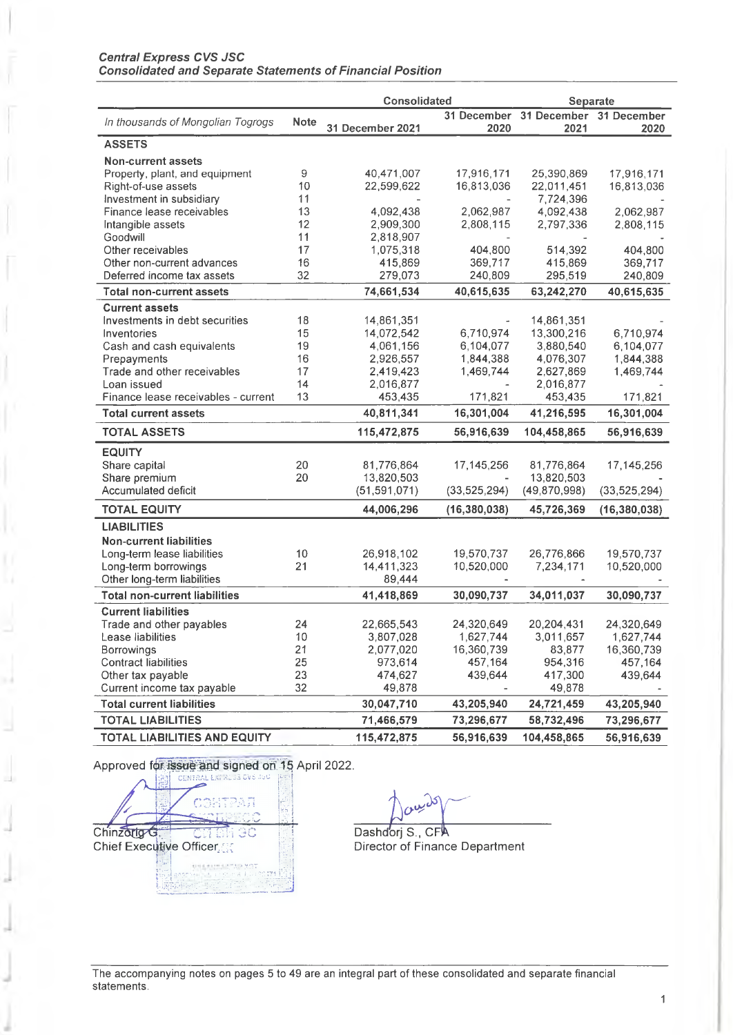***Central Express CVS JSC***
***Consolidated and Separate Statements of Financial Position***

| *In thousands of Mongolian Togrogs* | Note | Consolidated | | Separate | |
|---|---|---|---|---|---|
| | | 31 December 2021 | 31 December 2020 | 31 December 2021 | 31 December 2020 |
| **ASSETS** | | | | | |
| **Non-current assets** | | | | | |
| Property, plant, and equipment | 9 | 40,471,007 | 17,916,171 | 25,390,869 | 17,916,171 |
| Right-of-use assets | 10 | 22,599,622 | 16,813,036 | 22,011,451 | 16,813,036 |
| Investment in subsidiary | 11 | - | - | 7,724,396 | - |
| Finance lease receivables | 13 | 4,092,438 | 2,062,987 | 4,092,438 | 2,062,987 |
| Intangible assets | 12 | 2,909,300 | 2,808,115 | 2,797,336 | 2,808,115 |
| Goodwill | 11 | 2,818,907 | - | - | - |
| Other receivables | 17 | 1,075,318 | 404,800 | 514,392 | 404,800 |
| Other non-current advances | 16 | 415,869 | 369,717 | 415,869 | 369,717 |
| Deferred income tax assets | 32 | 279,073 | 240,809 | 295,519 | 240,809 |
| **Total non-current assets** | | **74,661,534** | **40,615,635** | **63,242,270** | **40,615,635** |
| **Current assets** | | | | | |
| Investments in debt securities | 18 | 14,861,351 | - | 14,861,351 | - |
| Inventories | 15 | 14,072,542 | 6,710,974 | 13,300,216 | 6,710,974 |
| Cash and cash equivalents | 19 | 4,061,156 | 6,104,077 | 3,880,540 | 6,104,077 |
| Prepayments | 16 | 2,926,557 | 1,844,388 | 4,076,307 | 1,844,388 |
| Trade and other receivables | 17 | 2,419,423 | 1,469,744 | 2,627,869 | 1,469,744 |
| Loan issued | 14 | 2,016,877 | - | 2,016,877 | - |
| Finance lease receivables - current | 13 | 453,435 | 171,821 | 453,435 | 171,821 |
| **Total current assets** | | **40,811,341** | **16,301,004** | **41,216,595** | **16,301,004** |
| **TOTAL ASSETS** | | **115,472,875** | **56,916,639** | **104,458,865** | **56,916,639** |
| **EQUITY** | | | | | |
| Share capital | 20 | 81,776,864 | 17,145,256 | 81,776,864 | 17,145,256 |
| Share premium | 20 | 13,820,503 | - | 13,820,503 | - |
| Accumulated deficit | | (51,591,071) | (33,525,294) | (49,870,998) | (33,525,294) |
| **TOTAL EQUITY** | | **44,006,296** | **(16,380,038)** | **45,726,369** | **(16,380,038)** |
| **LIABILITIES** | | | | | |
| **Non-current liabilities** | | | | | |
| Long-term lease liabilities | 10 | 26,918,102 | 19,570,737 | 26,776,866 | 19,570,737 |
| Long-term borrowings | 21 | 14,411,323 | 10,520,000 | 7,234,171 | 10,520,000 |
| Other long-term liabilities | | 89,444 | - | - | - |
| **Total non-current liabilities** | | **41,418,869** | **30,090,737** | **34,011,037** | **30,090,737** |
| **Current liabilities** | | | | | |
| Trade and other payables | 24 | 22,665,543 | 24,320,649 | 20,204,431 | 24,320,649 |
| Lease liabilities | 10 | 3,807,028 | 1,627,744 | 3,011,657 | 1,627,744 |
| Borrowings | 21 | 2,077,020 | 16,360,739 | 83,877 | 16,360,739 |
| Contract liabilities | 25 | 973,614 | 457,164 | 954,316 | 457,164 |
| Other tax payable | 23 | 474,627 | 439,644 | 417,300 | 439,644 |
| Current income tax payable | 32 | 49,878 | - | 49,878 | - |
| **Total current liabilities** | | **30,047,710** | **43,205,940** | **24,721,459** | **43,205,940** |
| **TOTAL LIABILITIES** | | **71,466,579** | **73,296,677** | **58,732,496** | **73,296,677** |
| **TOTAL LIABILITIES AND EQUITY** | | **115,472,875** | **56,916,639** | **104,458,865** | **56,916,639** |

Approved for issue and signed on 15 April 2022.

Chinzorig G.
Chief Executive Officer

Dashdorj S., CFA
Director of Finance Department

The accompanying notes on pages 5 to 49 are an integral part of these consolidated and separate financial statements.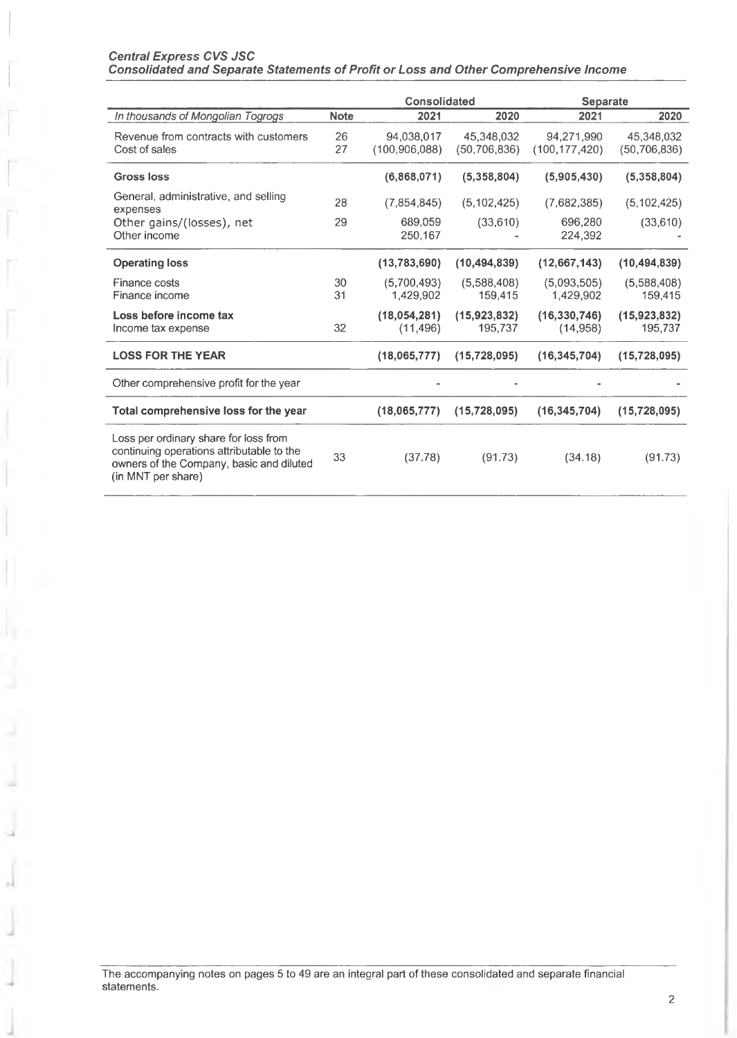*Central Express CVS JSC*
*Consolidated and Separate Statements of Profit or Loss and Other Comprehensive Income*

| | | Consolidated | | Separate | |
|---|---|---|---|---|---|
| *In thousands of Mongolian Togrogs* | **Note** | **2021** | **2020** | **2021** | **2020** |
| Revenue from contracts with customers | 26 | 94,038,017 | 45,348,032 | 94,271,990 | 45,348,032 |
| Cost of sales | 27 | (100,906,088) | (50,706,836) | (100,177,420) | (50,706,836) |
| **Gross loss** | | **(6,868,071)** | **(5,358,804)** | **(5,905,430)** | **(5,358,804)** |
| General, administrative, and selling expenses | 28 | (7,854,845) | (5,102,425) | (7,682,385) | (5,102,425) |
| Other gains/(losses), net | 29 | 689,059 | (33,610) | 696,280 | (33,610) |
| Other income | | 250,167 | - | 224,392 | - |
| **Operating loss** | | **(13,783,690)** | **(10,494,839)** | **(12,667,143)** | **(10,494,839)** |
| Finance costs | 30 | (5,700,493) | (5,588,408) | (5,093,505) | (5,588,408) |
| Finance income | 31 | 1,429,902 | 159,415 | 1,429,902 | 159,415 |
| **Loss before income tax** | | **(18,054,281)** | **(15,923,832)** | **(16,330,746)** | **(15,923,832)** |
| Income tax expense | 32 | (11,496) | 195,737 | (14,958) | 195,737 |
| **LOSS FOR THE YEAR** | | **(18,065,777)** | **(15,728,095)** | **(16,345,704)** | **(15,728,095)** |
| Other comprehensive profit for the year | | - | - | - | - |
| **Total comprehensive loss for the year** | | **(18,065,777)** | **(15,728,095)** | **(16,345,704)** | **(15,728,095)** |
| Loss per ordinary share for loss from continuing operations attributable to the owners of the Company, basic and diluted (in MNT per share) | 33 | (37.78) | (91.73) | (34.18) | (91.73) |

The accompanying notes on pages 5 to 49 are an integral part of these consolidated and separate financial statements.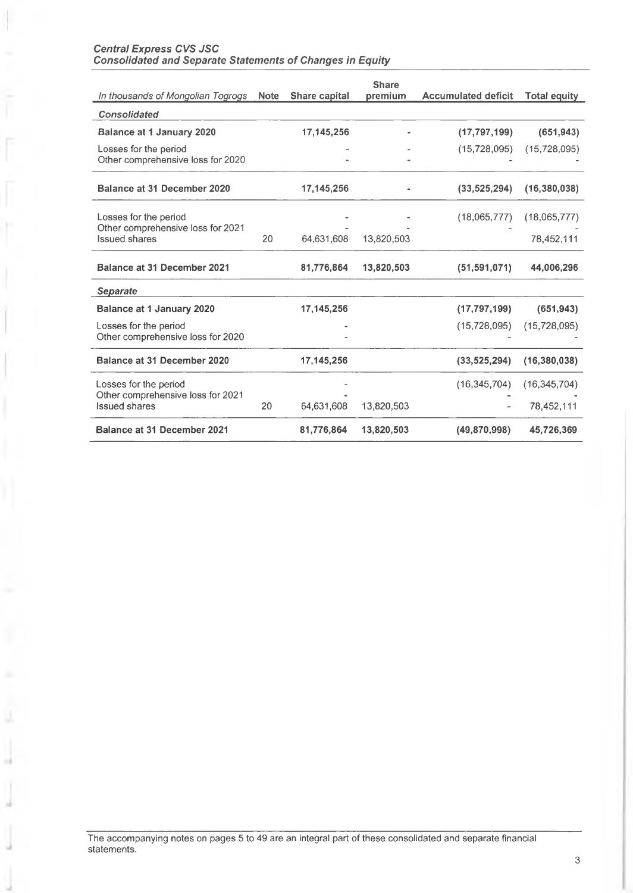*Central Express CVS JSC*
*Consolidated and Separate Statements of Changes in Equity*

| *In thousands of Mongolian Togrogs* | Note | Share capital | Share premium | Accumulated deficit | Total equity |
|---|---|---|---|---|---|
| ***Consolidated*** | | | | | |
| **Balance at 1 January 2020** | | **17,145,256** | **-** | **(17,797,199)** | **(651,943)** |
| Losses for the period | | - | - | (15,728,095) | (15,728,095) |
| Other comprehensive loss for 2020 | | - | - | - | - |
| **Balance at 31 December 2020** | | **17,145,256** | **-** | **(33,525,294)** | **(16,380,038)** |
| Losses for the period | | - | - | (18,065,777) | (18,065,777) |
| Other comprehensive loss for 2021 | | - | - | | - |
| Issued shares | 20 | 64,631,608 | 13,820,503 | | 78,452,111 |
| **Balance at 31 December 2021** | | **81,776,864** | **13,820,503** | **(51,591,071)** | **44,006,296** |
| ***Separate*** | | | | | |
| **Balance at 1 January 2020** | | **17,145,256** | | **(17,797,199)** | **(651,943)** |
| Losses for the period | | - | | (15,728,095) | (15,728,095) |
| Other comprehensive loss for 2020 | | - | | - | - |
| **Balance at 31 December 2020** | | **17,145,256** | | **(33,525,294)** | **(16,380,038)** |
| Losses for the period | | - | | (16,345,704) | (16,345,704) |
| Other comprehensive loss for 2021 | | - | | - | - |
| Issued shares | 20 | 64,631,608 | 13,820,503 | - | 78,452,111 |
| **Balance at 31 December 2021** | | **81,776,864** | **13,820,503** | **(49,870,998)** | **45,726,369** |

The accompanying notes on pages 5 to 49 are an integral part of these consolidated and separate financial statements.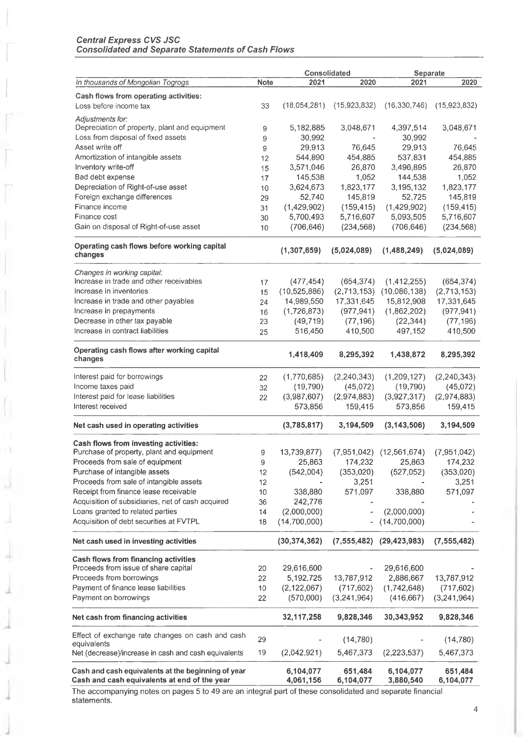*Central Express CVS JSC*
*Consolidated and Separate Statements of Cash Flows*

| | | Consolidated | | Separate | |
|---|---|---|---|---|---|
| *In thousands of Mongolian Togrogs* | **Note** | **2021** | **2020** | **2021** | **2020** |
| **Cash flows from operating activities:** | | | | | |
| Loss before income tax | 33 | (18,054,281) | (15,923,832) | (16,330,746) | (15,923,832) |
| *Adjustments for:* | | | | | |
| Depreciation of property, plant and equipment | 9 | 5,182,885 | 3,048,671 | 4,397,514 | 3,048,671 |
| Loss from disposal of fixed assets | 9 | 30,992 | - | 30,992 | - |
| Asset write off | 9 | 29,913 | 76,645 | 29,913 | 76,645 |
| Amortization of intangible assets | 12 | 544,890 | 454,885 | 537,831 | 454,885 |
| Inventory write-off | 15 | 3,571,046 | 26,870 | 3,496,895 | 26,870 |
| Bad debt expense | 17 | 145,538 | 1,052 | 144,538 | 1,052 |
| Depreciation of Right-of-use asset | 10 | 3,624,673 | 1,823,177 | 3,195,132 | 1,823,177 |
| Foreign exchange differences | 29 | 52,740 | 145,819 | 52,725 | 145,819 |
| Finance income | 31 | (1,429,902) | (159,415) | (1,429,902) | (159,415) |
| Finance cost | 30 | 5,700,493 | 5,716,607 | 5,093,505 | 5,716,607 |
| Gain on disposal of Right-of-use asset | 10 | (706,646) | (234,568) | (706,646) | (234,568) |
| **Operating cash flows before working capital changes** | | **(1,307,659)** | **(5,024,089)** | **(1,488,249)** | **(5,024,089)** |
| *Changes in working capital:* | | | | | |
| Increase in trade and other receivables | 17 | (477,454) | (654,374) | (1,412,255) | (654,374) |
| Increase in inventories | 15 | (10,525,886) | (2,713,153) | (10,086,138) | (2,713,153) |
| Increase in trade and other payables | 24 | 14,989,550 | 17,331,645 | 15,812,908 | 17,331,645 |
| Increase in prepayments | 16 | (1,726,873) | (977,941) | (1,862,202) | (977,941) |
| Decrease in other tax payable | 23 | (49,719) | (77,196) | (22,344) | (77,196) |
| Increase in contract liabilities | 25 | 516,450 | 410,500 | 497,152 | 410,500 |
| **Operating cash flows after working capital changes** | | **1,418,409** | **8,295,392** | **1,438,872** | **8,295,392** |
| Interest paid for borrowings | 22 | (1,770,685) | (2,240,343) | (1,209,127) | (2,240,343) |
| Income taxes paid | 32 | (19,790) | (45,072) | (19,790) | (45,072) |
| Interest paid for lease liabilities | 22 | (3,987,607) | (2,974,883) | (3,927,317) | (2,974,883) |
| Interest received | | 573,856 | 159,415 | 573,856 | 159,415 |
| **Net cash used in operating activities** | | **(3,785,817)** | **3,194,509** | **(3,143,506)** | **3,194,509** |
| **Cash flows from investing activities:** | | | | | |
| Purchase of property, plant and equipment | 9 | 13,739,877) | (7,951,042) | (12,561,674) | (7,951,042) |
| Proceeds from sale of equipment | 9 | 25,863 | 174,232 | 25,863 | 174,232 |
| Purchase of intangible assets | 12 | (542,004) | (353,020) | (527,052) | (353,020) |
| Proceeds from sale of intangible assets | 12 | - | 3,251 | - | 3,251 |
| Receipt from finance lease receivable | 10 | 338,880 | 571,097 | 338,880 | 571,097 |
| Acquisition of subsidiaries, net of cash acquired | 36 | 242,776 | - | - | - |
| Loans granted to related parties | 14 | (2,000,000) | - | (2,000,000) | - |
| Acquisition of debt securities at FVTPL | 18 | (14,700,000) | - | (14,700,000) | - |
| **Net cash used in investing activities** | | **(30,374,362)** | **(7,555,482)** | **(29,423,983)** | **(7,555,482)** |
| **Cash flows from financing activities** | | | | | |
| Proceeds from issue of share capital | 20 | 29,616,600 | - | 29,616,600 | - |
| Proceeds from borrowings | 22 | 5,192,725 | 13,787,912 | 2,886,667 | 13,787,912 |
| Payment of finance lease liabilities | 10 | (2,122,067) | (717,602) | (1,742,648) | (717,602) |
| Payment on borrowings | 22 | (570,000) | (3,241,964) | (416,667) | (3,241,964) |
| **Net cash from financing activities** | | **32,117,258** | **9,828,346** | **30,343,952** | **9,828,346** |
| Effect of exchange rate changes on cash and cash equivalents | 29 | - | (14,780) | - | (14,780) |
| Net (decrease)/increase in cash and cash equivalents | 19 | (2,042,921) | 5,467,373 | (2,223,537) | 5,467,373 |
| **Cash and cash equivalents at the beginning of year** | | **6,104,077** | **651,484** | **6,104,077** | **651,484** |
| **Cash and cash equivalents at end of the year** | | **4,061,156** | **6,104,077** | **3,880,540** | **6,104,077** |

The accompanying notes on pages 5 to 49 are an integral part of these consolidated and separate financial statements.